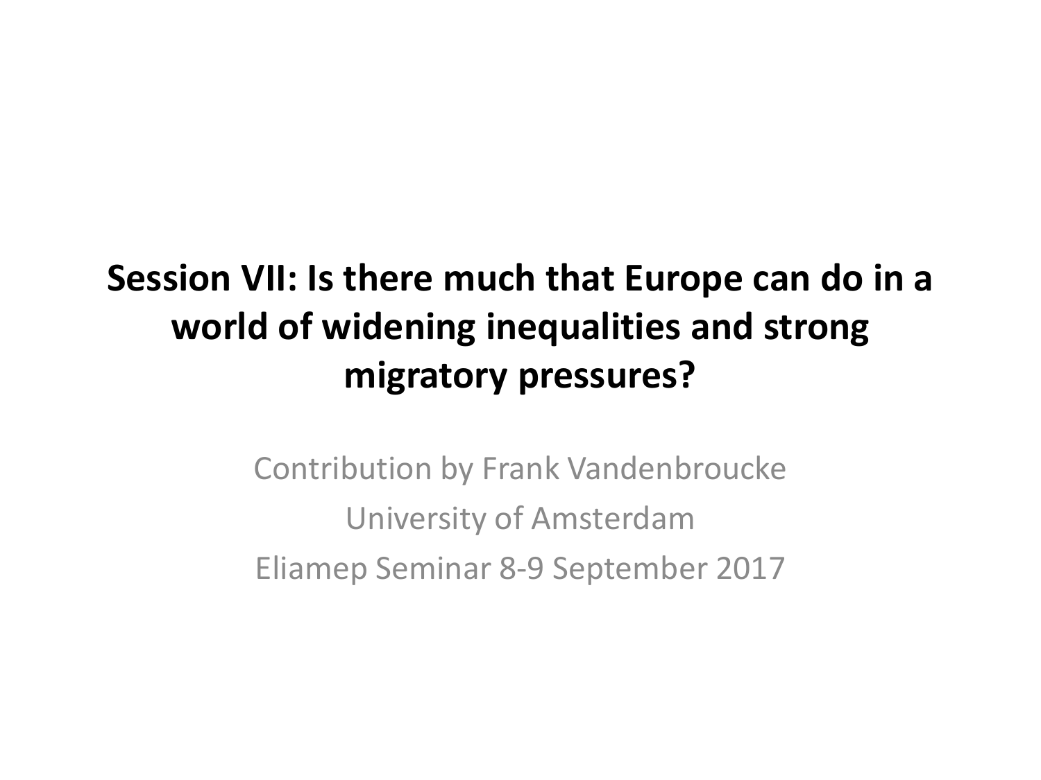# Session VII: Is there much that Europe can do in a world of widening inequalities and strong migratory pressures?

Contribution by Frank Vandenbroucke

University of Amsterdam

Eliamep Seminar 8-9 September 2017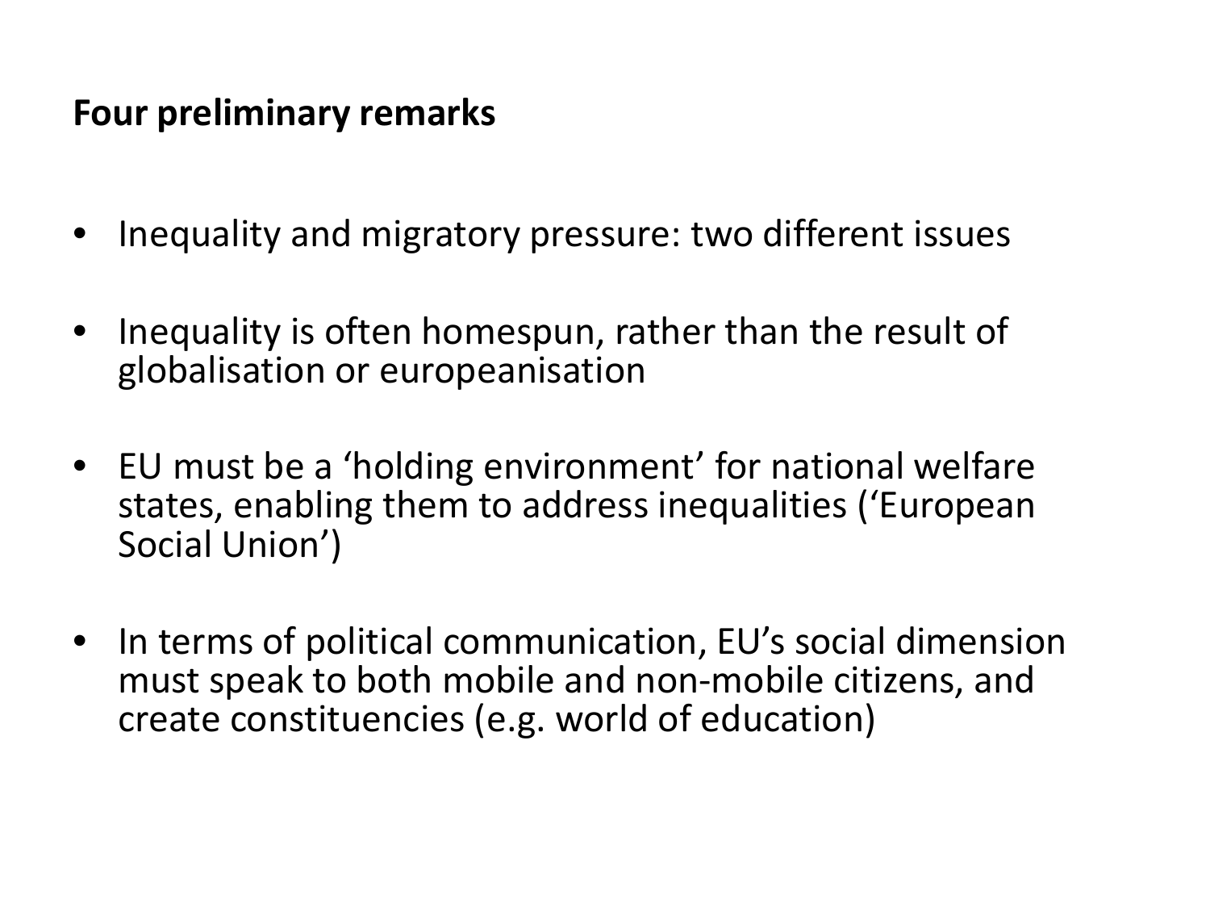## Four preliminary remarks

- Inequality and migratory pressure: two different issues
- Inequality is often homespun, rather than the result of globalisation or europeanisation
- EU must be a 'holding environment' for national welfare states, enabling them to address inequalities ('European Social Union')
- In terms of political communication, EU's social dimension must speak to both mobile and non-mobile citizens, and create constituencies (e.g. world of education)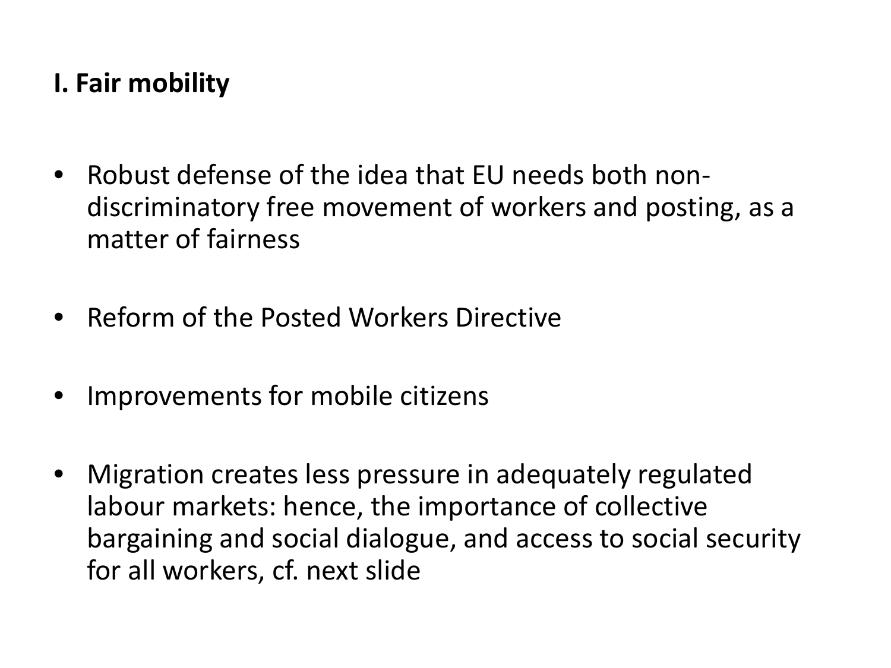## I. Fair mobility

- Robust defense of the idea that EU needs both non-discriminatory free movement of workers and posting, as a matter of fairness
- Reform of the Posted Workers Directive
- Improvements for mobile citizens
- Migration creates less pressure in adequately regulated labour markets: hence, the importance of collective bargaining and social dialogue, and access to social security for all workers, cf. next slide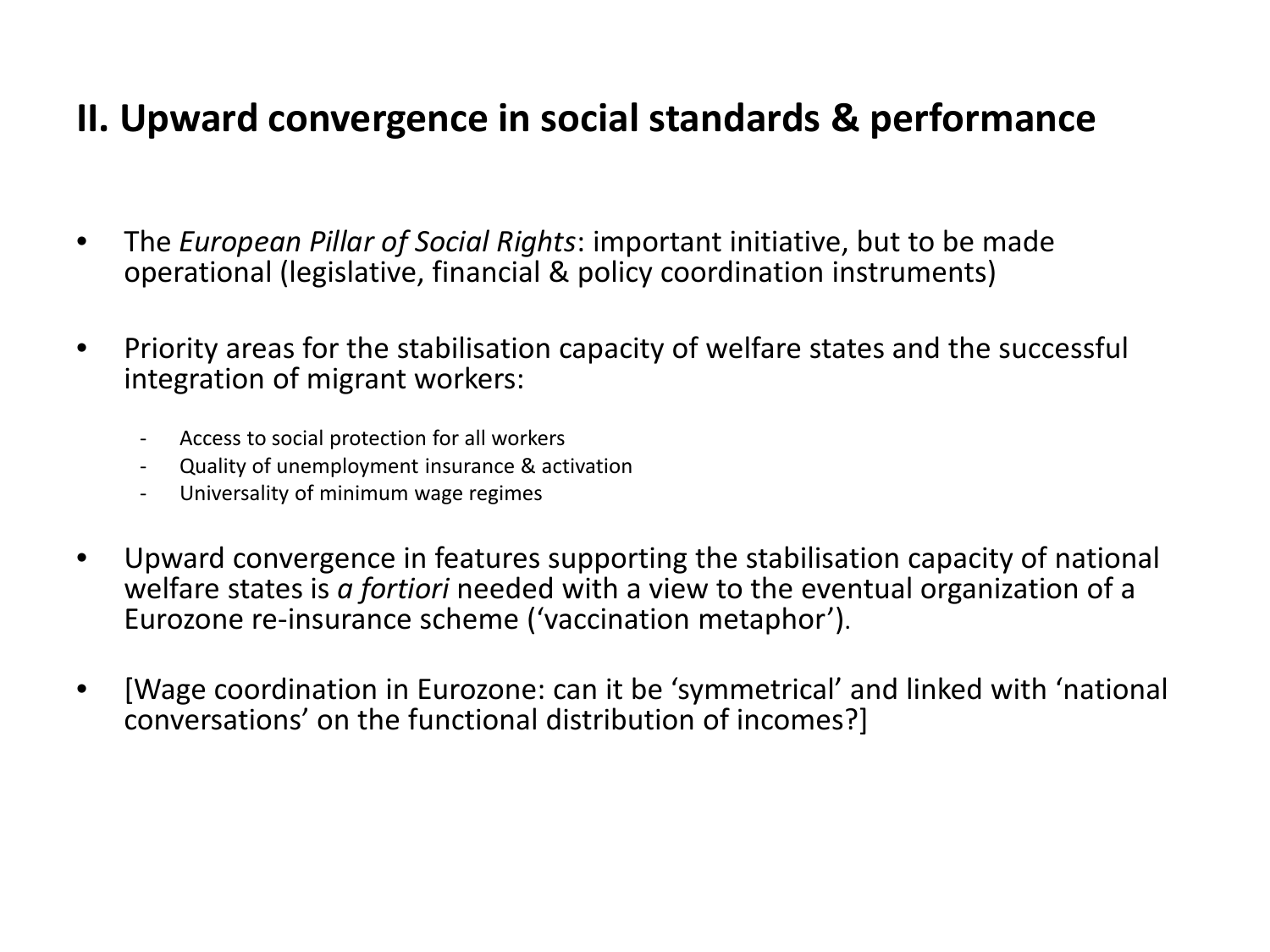## II. Upward convergence in social standards & performance

- The *European Pillar of Social Rights*: important initiative, but to be made operational (legislative, financial & policy coordination instruments)

- Priority areas for the stabilisation capacity of welfare states and the successful integration of migrant workers:

  - Access to social protection for all workers
  - Quality of unemployment insurance & activation
  - Universality of minimum wage regimes

- Upward convergence in features supporting the stabilisation capacity of national welfare states is *a fortiori* needed with a view to the eventual organization of a Eurozone re-insurance scheme ('vaccination metaphor').

- [Wage coordination in Eurozone: can it be 'symmetrical' and linked with 'national conversations' on the functional distribution of incomes?]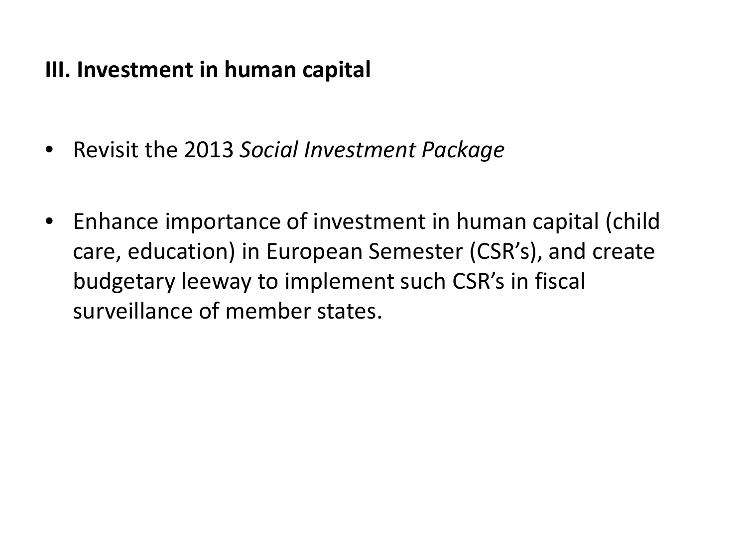## III. Investment in human capital

- Revisit the 2013 *Social Investment Package*
- Enhance importance of investment in human capital (child care, education) in European Semester (CSR's), and create budgetary leeway to implement such CSR's in fiscal surveillance of member states.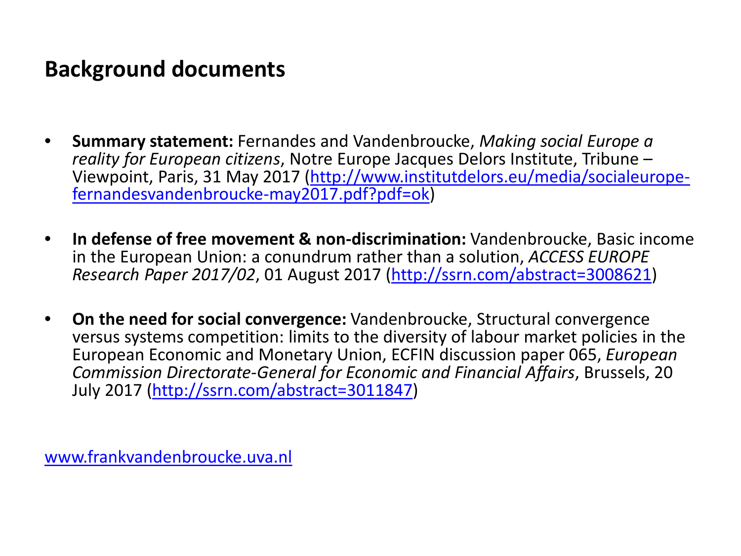## Background documents

- **Summary statement:** Fernandes and Vandenbroucke, *Making social Europe a reality for European citizens*, Notre Europe Jacques Delors Institute, Tribune – Viewpoint, Paris, 31 May 2017 (http://www.institutdelors.eu/media/socialeurope-fernandesvandenbroucke-may2017.pdf?pdf=ok)

- **In defense of free movement & non-discrimination:** Vandenbroucke, Basic income in the European Union: a conundrum rather than a solution, *ACCESS EUROPE Research Paper 2017/02*, 01 August 2017 (http://ssrn.com/abstract=3008621)

- **On the need for social convergence:** Vandenbroucke, Structural convergence versus systems competition: limits to the diversity of labour market policies in the European Economic and Monetary Union, ECFIN discussion paper 065, *European Commission Directorate-General for Economic and Financial Affairs*, Brussels, 20 July 2017 (http://ssrn.com/abstract=3011847)

www.frankvandenbroucke.uva.nl